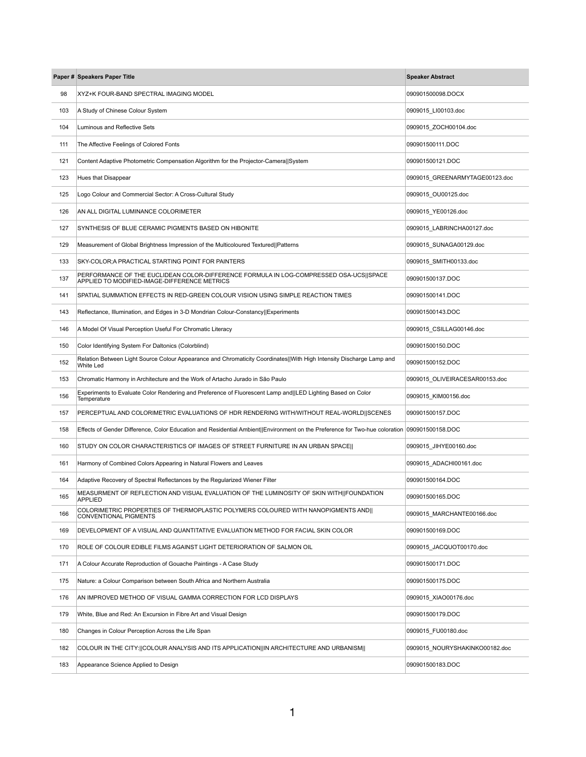| Paper # | Speakers Paper Title | Speaker Abstract |
|---|---|---|
| 98 | XYZ+K FOUR-BAND SPECTRAL IMAGING MODEL | 090901500098.DOCX |
| 103 | A Study of Chinese Colour System | 0909015_LI00103.doc |
| 104 | Luminous and Reflective Sets | 0909015_ZOCH00104.doc |
| 111 | The Affective Feelings of Colored Fonts | 090901500111.DOC |
| 121 | Content Adaptive Photometric Compensation Algorithm for the Projector-Camera\|\|System | 090901500121.DOC |
| 123 | Hues that Disappear | 0909015_GREENARMYTAGE00123.doc |
| 125 | Logo Colour and Commercial Sector: A Cross-Cultural Study | 0909015_OU00125.doc |
| 126 | AN ALL DIGITAL LUMINANCE COLORIMETER | 0909015_YE00126.doc |
| 127 | SYNTHESIS OF BLUE CERAMIC PIGMENTS BASED ON HIBONITE | 0909015_LABRINCHA00127.doc |
| 129 | Measurement of Global Brightness Impression of the Multicoloured Textured\|\|Patterns | 0909015_SUNAGA00129.doc |
| 133 | SKY-COLOR;A PRACTICAL STARTING POINT FOR PAINTERS | 0909015_SMITH00133.doc |
| 137 | PERFORMANCE OF THE EUCLIDEAN COLOR-DIFFERENCE FORMULA IN LOG-COMPRESSED OSA-UCS\|\|SPACE APPLIED TO MODIFIED-IMAGE-DIFFERENCE METRICS | 090901500137.DOC |
| 141 | SPATIAL SUMMATION EFFECTS IN RED-GREEN COLOUR VISION USING SIMPLE REACTION TIMES | 090901500141.DOC |
| 143 | Reflectance, Illumination, and Edges in 3-D Mondrian Colour-Constancy\|\|Experiments | 090901500143.DOC |
| 146 | A Model Of Visual Perception Useful For Chromatic Literacy | 0909015_CSILLAG00146.doc |
| 150 | Color Identifying System For Daltonics (Colorblind) | 090901500150.DOC |
| 152 | Relation Between Light Source Colour Appearance and Chromaticity Coordinates\|\|With High Intensity Discharge Lamp and White Led | 090901500152.DOC |
| 153 | Chromatic Harmony in Architecture and the Work of Artacho Jurado in São Paulo | 0909015_OLIVEIRACESAR00153.doc |
| 156 | Experiments to Evaluate Color Rendering and Preference of Fluorescent Lamp and\|\|LED Lighting Based on Color Temperature | 0909015_KIM00156.doc |
| 157 | PERCEPTUAL AND COLORIMETRIC EVALUATIONS OF HDR RENDERING WITH/WITHOUT REAL-WORLD\|\|SCENES | 090901500157.DOC |
| 158 | Effects of Gender Difference, Color Education and Residential Ambient\|\|Environment on the Preference for Two-hue coloration | 090901500158.DOC |
| 160 | STUDY ON COLOR CHARACTERISTICS OF IMAGES OF STREET FURNITURE IN AN URBAN SPACE\|\| | 0909015_JIHYE00160.doc |
| 161 | Harmony of Combined Colors Appearing in Natural Flowers and Leaves | 0909015_ADACHI00161.doc |
| 164 | Adaptive Recovery of Spectral Reflectances by the Regularized Wiener Filter | 090901500164.DOC |
| 165 | MEASURMENT OF REFLECTION AND VISUAL EVALUATION OF THE LUMINOSITY OF SKIN WITH\|\|FOUNDATION APPLIED | 090901500165.DOC |
| 166 | COLORIMETRIC PROPERTIES OF THERMOPLASTIC POLYMERS COLOURED WITH NANOPIGMENTS AND\|\| CONVENTIONAL PIGMENTS | 0909015_MARCHANTE00166.doc |
| 169 | DEVELOPMENT OF A VISUAL AND QUANTITATIVE EVALUATION METHOD FOR FACIAL SKIN COLOR | 090901500169.DOC |
| 170 | ROLE OF COLOUR EDIBLE FILMS AGAINST LIGHT DETERIORATION OF SALMON OIL | 0909015_JACQUOT00170.doc |
| 171 | A Colour Accurate Reproduction of Gouache Paintings - A Case Study | 090901500171.DOC |
| 175 | Nature: a Colour Comparison between South Africa and Northern Australia | 090901500175.DOC |
| 176 | AN IMPROVED METHOD OF VISUAL GAMMA CORRECTION FOR LCD DISPLAYS | 0909015_XIAO00176.doc |
| 179 | White, Blue and Red: An Excursion in Fibre Art and Visual Design | 090901500179.DOC |
| 180 | Changes in Colour Perception Across the Life Span | 0909015_FU00180.doc |
| 182 | COLOUR IN THE CITY:\|\|COLOUR ANALYSIS AND ITS APPLICATION\|\|IN ARCHITECTURE AND URBANISM\|\| | 0909015_NOURYSHAKINKO00182.doc |
| 183 | Appearance Science Applied to Design | 090901500183.DOC |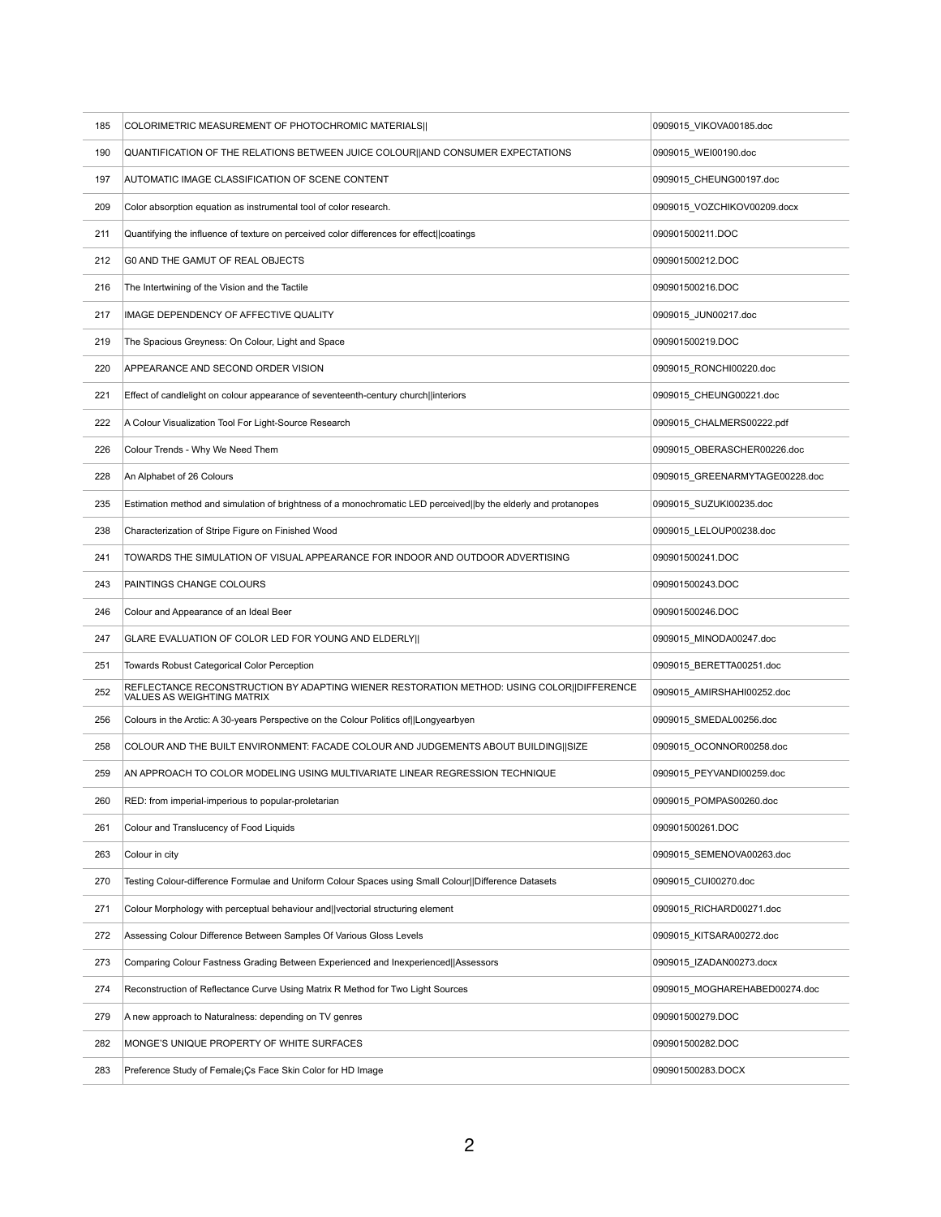| 185 | COLORIMETRIC MEASUREMENT OF PHOTOCHROMIC MATERIALS|| | 0909015_VIKOVA00185.doc |
|---|---|---|
| 190 | QUANTIFICATION OF THE RELATIONS BETWEEN JUICE COLOUR||AND CONSUMER EXPECTATIONS | 0909015_WEI00190.doc |
| 197 | AUTOMATIC IMAGE CLASSIFICATION OF SCENE CONTENT | 0909015_CHEUNG00197.doc |
| 209 | Color absorption equation as instrumental tool of color research. | 0909015_VOZCHIKOV00209.docx |
| 211 | Quantifying the influence of texture on perceived color differences for effect||coatings | 090901500211.DOC |
| 212 | G0 AND THE GAMUT OF REAL OBJECTS | 090901500212.DOC |
| 216 | The Intertwining of the Vision and the Tactile | 090901500216.DOC |
| 217 | IMAGE DEPENDENCY OF AFFECTIVE QUALITY | 0909015_JUN00217.doc |
| 219 | The Spacious Greyness: On Colour, Light and Space | 090901500219.DOC |
| 220 | APPEARANCE AND SECOND ORDER VISION | 0909015_RONCHI00220.doc |
| 221 | Effect of candlelight on colour appearance of seventeenth-century church||interiors | 0909015_CHEUNG00221.doc |
| 222 | A Colour Visualization Tool For Light-Source Research | 0909015_CHALMERS00222.pdf |
| 226 | Colour Trends - Why We Need Them | 0909015_OBERASCHER00226.doc |
| 228 | An Alphabet of 26 Colours | 0909015_GREENARMYTAGE00228.doc |
| 235 | Estimation method and simulation of brightness of a monochromatic LED perceived||by the elderly and protanopes | 0909015_SUZUKI00235.doc |
| 238 | Characterization of Stripe Figure on Finished Wood | 0909015_LELOUP00238.doc |
| 241 | TOWARDS THE SIMULATION OF VISUAL APPEARANCE FOR INDOOR AND OUTDOOR ADVERTISING | 090901500241.DOC |
| 243 | PAINTINGS CHANGE COLOURS | 090901500243.DOC |
| 246 | Colour and Appearance of an Ideal Beer | 090901500246.DOC |
| 247 | GLARE EVALUATION OF COLOR LED FOR YOUNG AND ELDERLY|| | 0909015_MINODA00247.doc |
| 251 | Towards Robust Categorical Color Perception | 0909015_BERETTA00251.doc |
| 252 | REFLECTANCE RECONSTRUCTION BY ADAPTING WIENER RESTORATION METHOD: USING COLOR||DIFFERENCE VALUES AS WEIGHTING MATRIX | 0909015_AMIRSHAHI00252.doc |
| 256 | Colours in the Arctic: A 30-years Perspective on the Colour Politics of||Longyearbyen | 0909015_SMEDAL00256.doc |
| 258 | COLOUR AND THE BUILT ENVIRONMENT: FACADE COLOUR AND JUDGEMENTS ABOUT BUILDING||SIZE | 0909015_OCONNOR00258.doc |
| 259 | AN APPROACH TO COLOR MODELING USING MULTIVARIATE LINEAR REGRESSION TECHNIQUE | 0909015_PEYVANDI00259.doc |
| 260 | RED: from imperial-imperious to popular-proletarian | 0909015_POMPAS00260.doc |
| 261 | Colour and Translucency of Food Liquids | 090901500261.DOC |
| 263 | Colour in city | 0909015_SEMENOVA00263.doc |
| 270 | Testing Colour-difference Formulae and Uniform Colour Spaces using Small Colour||Difference Datasets | 0909015_CUI00270.doc |
| 271 | Colour Morphology with perceptual behaviour and||vectorial structuring element | 0909015_RICHARD00271.doc |
| 272 | Assessing Colour Difference Between Samples Of Various Gloss Levels | 0909015_KITSARA00272.doc |
| 273 | Comparing Colour Fastness Grading Between Experienced and Inexperienced||Assessors | 0909015_IZADAN00273.docx |
| 274 | Reconstruction of Reflectance Curve Using Matrix R Method for Two Light Sources | 0909015_MOGHAREHABED00274.doc |
| 279 | A new approach to Naturalness: depending on TV genres | 090901500279.DOC |
| 282 | MONGE'S UNIQUE PROPERTY OF WHITE SURFACES | 090901500282.DOC |
| 283 | Preference Study of Female¡Çs Face Skin Color for HD Image | 090901500283.DOCX |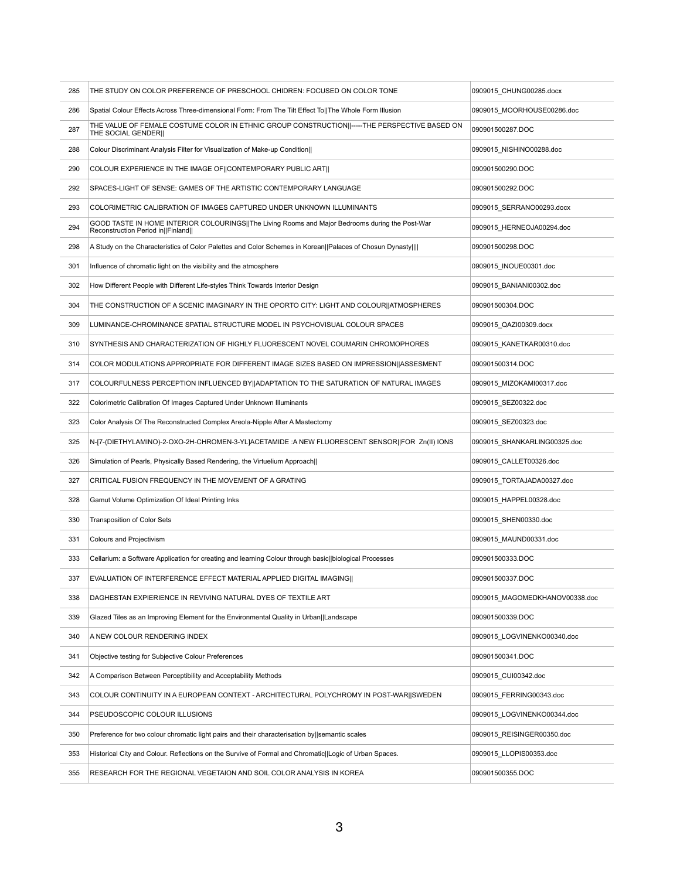| | | |
|---|---|---|
| 285 | THE STUDY ON COLOR PREFERENCE OF PRESCHOOL CHIDREN: FOCUSED ON COLOR TONE | 0909015_CHUNG00285.docx |
| 286 | Spatial Colour Effects Across Three-dimensional Form: From The Tilt Effect To\|\|The Whole Form Illusion | 0909015_MOORHOUSE00286.doc |
| 287 | THE VALUE OF FEMALE COSTUME COLOR IN ETHNIC GROUP CONSTRUCTION\|\|-----THE PERSPECTIVE BASED ON THE SOCIAL GENDER\|\| | 090901500287.DOC |
| 288 | Colour Discriminant Analysis Filter for Visualization of Make-up Condition\|\| | 0909015_NISHINO00288.doc |
| 290 | COLOUR EXPERIENCE IN THE IMAGE OF\|\|CONTEMPORARY PUBLIC ART\|\| | 090901500290.DOC |
| 292 | SPACES-LIGHT OF SENSE: GAMES OF THE ARTISTIC CONTEMPORARY LANGUAGE | 090901500292.DOC |
| 293 | COLORIMETRIC CALIBRATION OF IMAGES CAPTURED UNDER UNKNOWN ILLUMINANTS | 0909015_SERRANO00293.docx |
| 294 | GOOD TASTE IN HOME INTERIOR COLOURINGS\|\|The Living Rooms and Major Bedrooms during the Post-War Reconstruction Period in\|\|Finland\|\| | 0909015_HERNEOJA00294.doc |
| 298 | A Study on the Characteristics of Color Palettes and Color Schemes in Korean\|\|Palaces of Chosun Dynasty\|\|\|\| | 090901500298.DOC |
| 301 | Influence of chromatic light on the visibility and the atmosphere | 0909015_INOUE00301.doc |
| 302 | How Different People with Different Life-styles Think Towards Interior Design | 0909015_BANIANI00302.doc |
| 304 | THE CONSTRUCTION OF A SCENIC IMAGINARY IN THE OPORTO CITY: LIGHT AND COLOUR\|\|ATMOSPHERES | 090901500304.DOC |
| 309 | LUMINANCE-CHROMINANCE SPATIAL STRUCTURE MODEL IN PSYCHOVISUAL COLOUR SPACES | 0909015_QAZI00309.docx |
| 310 | SYNTHESIS AND CHARACTERIZATION OF HIGHLY FLUORESCENT NOVEL COUMARIN CHROMOPHORES | 0909015_KANETKAR00310.doc |
| 314 | COLOR MODULATIONS APPROPRIATE FOR DIFFERENT IMAGE SIZES BASED ON IMPRESSION\|\|ASSESMENT | 090901500314.DOC |
| 317 | COLOURFULNESS PERCEPTION INFLUENCED BY\|\|ADAPTATION TO THE SATURATION OF NATURAL IMAGES | 0909015_MIZOKAMI00317.doc |
| 322 | Colorimetric Calibration Of Images Captured Under Unknown Illuminants | 0909015_SEZ00322.doc |
| 323 | Color Analysis Of The Reconstructed Complex Areola-Nipple After A Mastectomy | 0909015_SEZ00323.doc |
| 325 | N-[7-(DIETHYLAMINO)-2-OXO-2H-CHROMEN-3-YL]ACETAMIDE :A NEW FLUORESCENT SENSOR\|\|FOR Zn(II) IONS | 0909015_SHANKARLING00325.doc |
| 326 | Simulation of Pearls, Physically Based Rendering, the Virtuelium Approach\|\| | 0909015_CALLET00326.doc |
| 327 | CRITICAL FUSION FREQUENCY IN THE MOVEMENT OF A GRATING | 0909015_TORTAJADA00327.doc |
| 328 | Gamut Volume Optimization Of Ideal Printing Inks | 0909015_HAPPEL00328.doc |
| 330 | Transposition of Color Sets | 0909015_SHEN00330.doc |
| 331 | Colours and Projectivism | 0909015_MAUND00331.doc |
| 333 | Cellarium: a Software Application for creating and learning Colour through basic\|\|biological Processes | 090901500333.DOC |
| 337 | EVALUATION OF INTERFERENCE EFFECT MATERIAL APPLIED DIGITAL IMAGING\|\| | 090901500337.DOC |
| 338 | DAGHESTAN EXPIERIENCE IN REVIVING NATURAL DYES OF TEXTILE ART | 0909015_MAGOMEDKHANOV00338.doc |
| 339 | Glazed Tiles as an Improving Element for the Environmental Quality in Urban\|\|Landscape | 090901500339.DOC |
| 340 | A NEW COLOUR RENDERING INDEX | 0909015_LOGVINENKO00340.doc |
| 341 | Objective testing for Subjective Colour Preferences | 090901500341.DOC |
| 342 | A Comparison Between Perceptibility and Acceptability Methods | 0909015_CUI00342.doc |
| 343 | COLOUR CONTINUITY IN A EUROPEAN CONTEXT - ARCHITECTURAL POLYCHROMY IN POST-WAR\|\|SWEDEN | 0909015_FERRING00343.doc |
| 344 | PSEUDOSCOPIC COLOUR ILLUSIONS | 0909015_LOGVINENKO00344.doc |
| 350 | Preference for two colour chromatic light pairs and their characterisation by\|\|semantic scales | 0909015_REISINGER00350.doc |
| 353 | Historical City and Colour. Reflections on the Survive of Formal and Chromatic\|\|Logic of Urban Spaces. | 0909015_LLOPIS00353.doc |
| 355 | RESEARCH FOR THE REGIONAL VEGETAION AND SOIL COLOR ANALYSIS IN KOREA | 090901500355.DOC |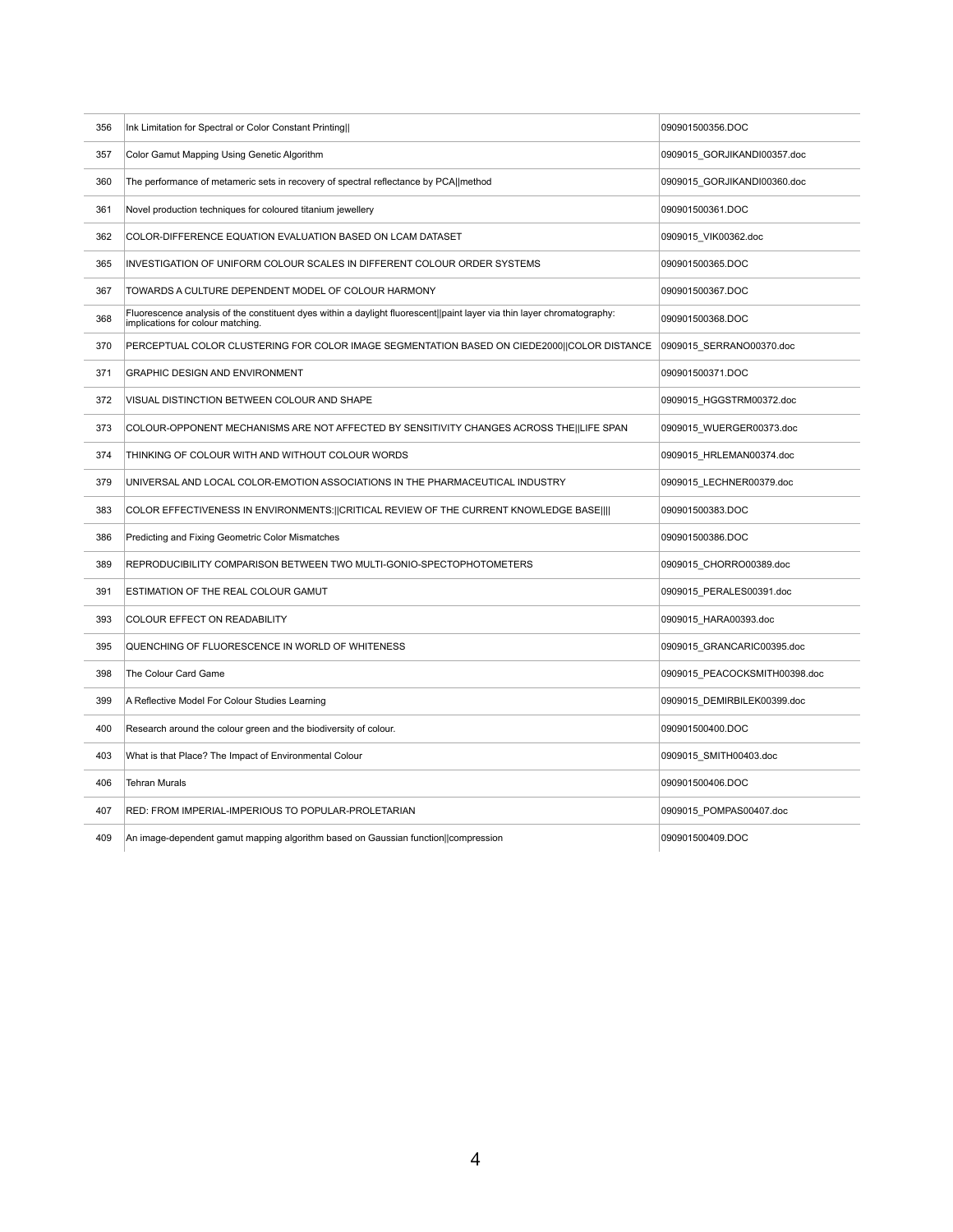| | | |
|---|---|---|
| 356 | Ink Limitation for Spectral or Color Constant Printing\|\| | 090901500356.DOC |
| 357 | Color Gamut Mapping Using Genetic Algorithm | 0909015_GORJIKANDI00357.doc |
| 360 | The performance of metameric sets in recovery of spectral reflectance by PCA\|\|method | 0909015_GORJIKANDI00360.doc |
| 361 | Novel production techniques for coloured titanium jewellery | 090901500361.DOC |
| 362 | COLOR-DIFFERENCE EQUATION EVALUATION BASED ON LCAM DATASET | 0909015_VIK00362.doc |
| 365 | INVESTIGATION OF UNIFORM COLOUR SCALES IN DIFFERENT COLOUR ORDER SYSTEMS | 090901500365.DOC |
| 367 | TOWARDS A CULTURE DEPENDENT MODEL OF COLOUR HARMONY | 090901500367.DOC |
| 368 | Fluorescence analysis of the constituent dyes within a daylight fluorescent\|\|paint layer via thin layer chromatography: implications for colour matching. | 090901500368.DOC |
| 370 | PERCEPTUAL COLOR CLUSTERING FOR COLOR IMAGE SEGMENTATION BASED ON CIEDE2000\|\|COLOR DISTANCE | 0909015_SERRANO00370.doc |
| 371 | GRAPHIC DESIGN AND ENVIRONMENT | 090901500371.DOC |
| 372 | VISUAL DISTINCTION BETWEEN COLOUR AND SHAPE | 0909015_HGGSTRM00372.doc |
| 373 | COLOUR-OPPONENT MECHANISMS ARE NOT AFFECTED BY SENSITIVITY CHANGES ACROSS THE\|\|LIFE SPAN | 0909015_WUERGER00373.doc |
| 374 | THINKING OF COLOUR WITH AND WITHOUT COLOUR WORDS | 0909015_HRLEMAN00374.doc |
| 379 | UNIVERSAL AND LOCAL COLOR-EMOTION ASSOCIATIONS IN THE PHARMACEUTICAL INDUSTRY | 0909015_LECHNER00379.doc |
| 383 | COLOR EFFECTIVENESS IN ENVIRONMENTS:\|\|CRITICAL REVIEW OF THE CURRENT KNOWLEDGE BASE\|\|\|\| | 090901500383.DOC |
| 386 | Predicting and Fixing Geometric Color Mismatches | 090901500386.DOC |
| 389 | REPRODUCIBILITY COMPARISON BETWEEN TWO MULTI-GONIO-SPECTOPHOTOMETERS | 0909015_CHORRO00389.doc |
| 391 | ESTIMATION OF THE REAL COLOUR GAMUT | 0909015_PERALES00391.doc |
| 393 | COLOUR EFFECT ON READABILITY | 0909015_HARA00393.doc |
| 395 | QUENCHING OF FLUORESCENCE IN WORLD OF WHITENESS | 0909015_GRANCARIC00395.doc |
| 398 | The Colour Card Game | 0909015_PEACOCKSMITH00398.doc |
| 399 | A Reflective Model For Colour Studies Learning | 0909015_DEMIRBILEK00399.doc |
| 400 | Research around the colour green and the biodiversity of colour. | 090901500400.DOC |
| 403 | What is that Place? The Impact of Environmental Colour | 0909015_SMITH00403.doc |
| 406 | Tehran Murals | 090901500406.DOC |
| 407 | RED: FROM IMPERIAL-IMPERIOUS TO POPULAR-PROLETARIAN | 0909015_POMPAS00407.doc |
| 409 | An image-dependent gamut mapping algorithm based on Gaussian function\|\|compression | 090901500409.DOC |